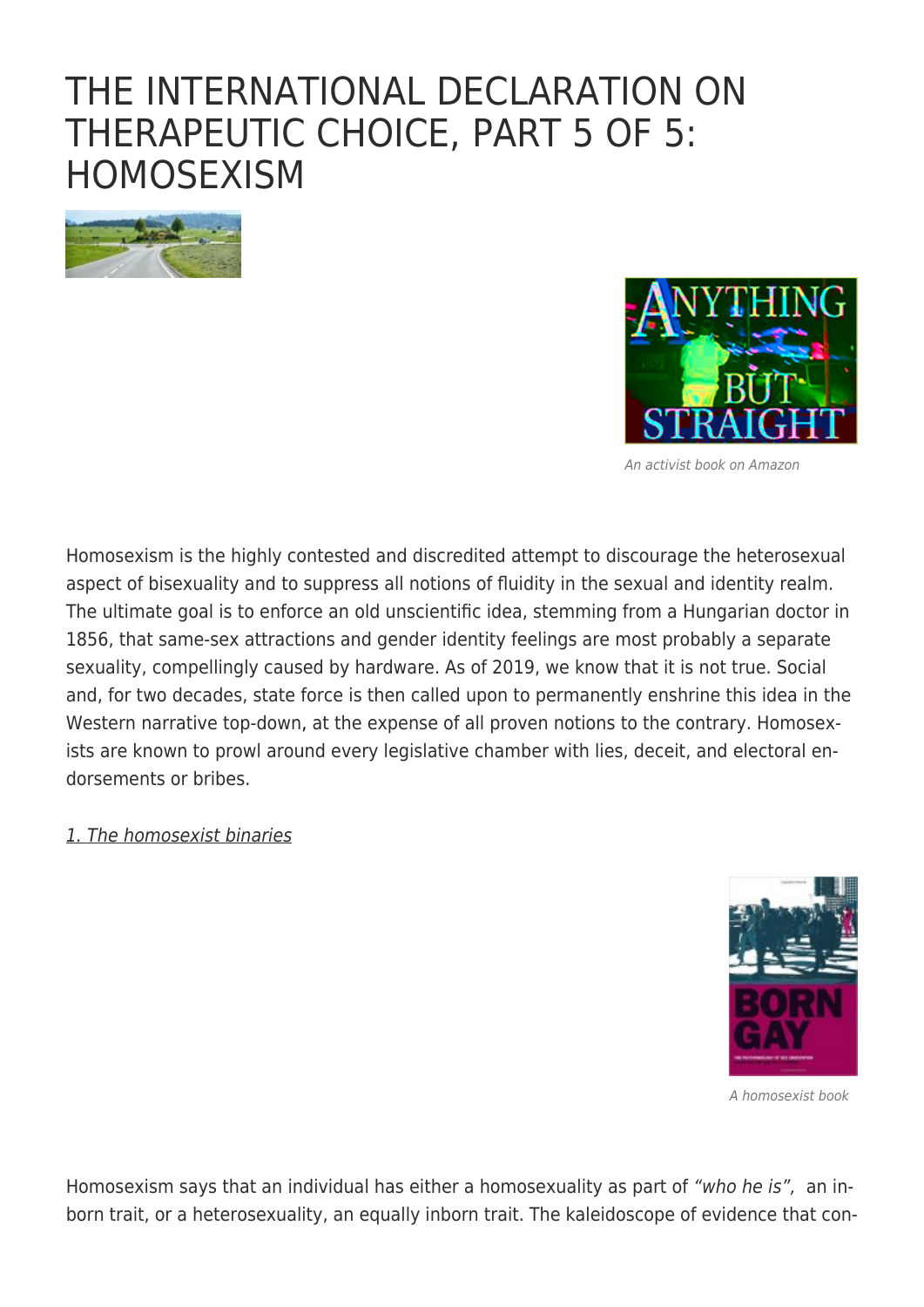# THE INTERNATIONAL DECLARATION ON THERAPEUTIC CHOICE, PART 5 OF 5: HOMOSEXISM

An activist book on Amazon

Homosexism is the highly contested and discredited attempt to discourage the heterosexual aspect of bisexuality and to suppress all notions of fluidity in the sexual and identity realm. The ultimate goal is to enforce an old unscientific idea, stemming from a Hungarian doctor in 1856, that same-sex attractions and gender identity feelings are most probably a separate sexuality, compellingly caused by hardware. As of 2019, we know that it is not true. Social and, for two decades, state force is then called upon to permanently enshrine this idea in the Western narrative top-down, at the expense of all proven notions to the contrary. Homosexists are known to prowl around every legislative chamber with lies, deceit, and electoral endorsements or bribes.

_1. The homosexist binaries_

A homosexist book

Homosexism says that an individual has either a homosexuality as part of *"who he is"*, an inborn trait, or a heterosexuality, an equally inborn trait. The kaleidoscope of evidence that con-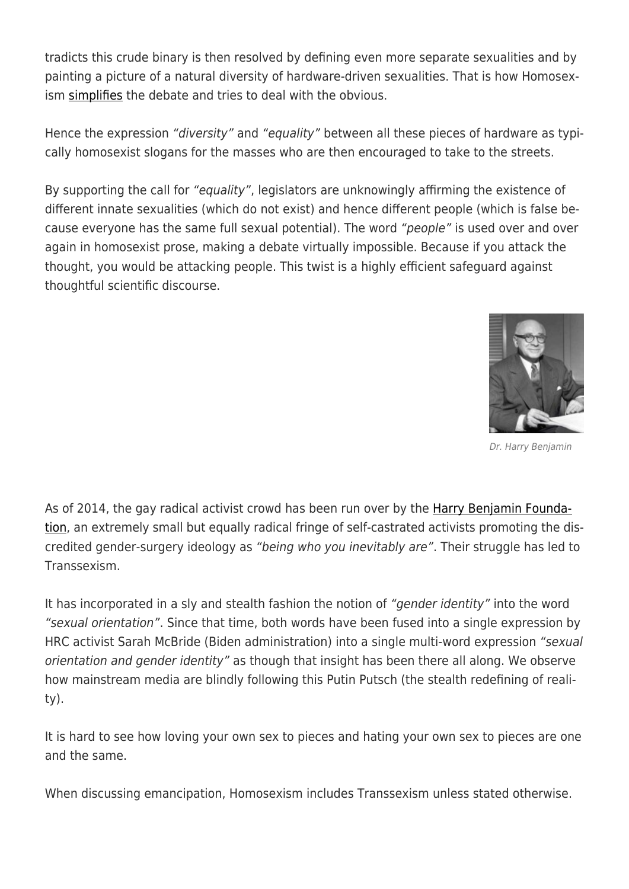tradicts this crude binary is then resolved by defining even more separate sexualities and by painting a picture of a natural diversity of hardware-driven sexualities. That is how Homosexism simplifies the debate and tries to deal with the obvious.

Hence the expression *"diversity"* and *"equality"* between all these pieces of hardware as typically homosexist slogans for the masses who are then encouraged to take to the streets.

By supporting the call for *"equality"*, legislators are unknowingly affirming the existence of different innate sexualities (which do not exist) and hence different people (which is false because everyone has the same full sexual potential). The word *"people"* is used over and over again in homosexist prose, making a debate virtually impossible. Because if you attack the thought, you would be attacking people. This twist is a highly efficient safeguard against thoughtful scientific discourse.

*Dr. Harry Benjamin*

As of 2014, the gay radical activist crowd has been run over by the Harry Benjamin Foundation, an extremely small but equally radical fringe of self-castrated activists promoting the discredited gender-surgery ideology as *"being who you inevitably are"*. Their struggle has led to Transsexism.

It has incorporated in a sly and stealth fashion the notion of *"gender identity"* into the word *"sexual orientation"*. Since that time, both words have been fused into a single expression by HRC activist Sarah McBride (Biden administration) into a single multi-word expression *"sexual orientation and gender identity"* as though that insight has been there all along. We observe how mainstream media are blindly following this Putin Putsch (the stealth redefining of reality).

It is hard to see how loving your own sex to pieces and hating your own sex to pieces are one and the same.

When discussing emancipation, Homosexism includes Transsexism unless stated otherwise.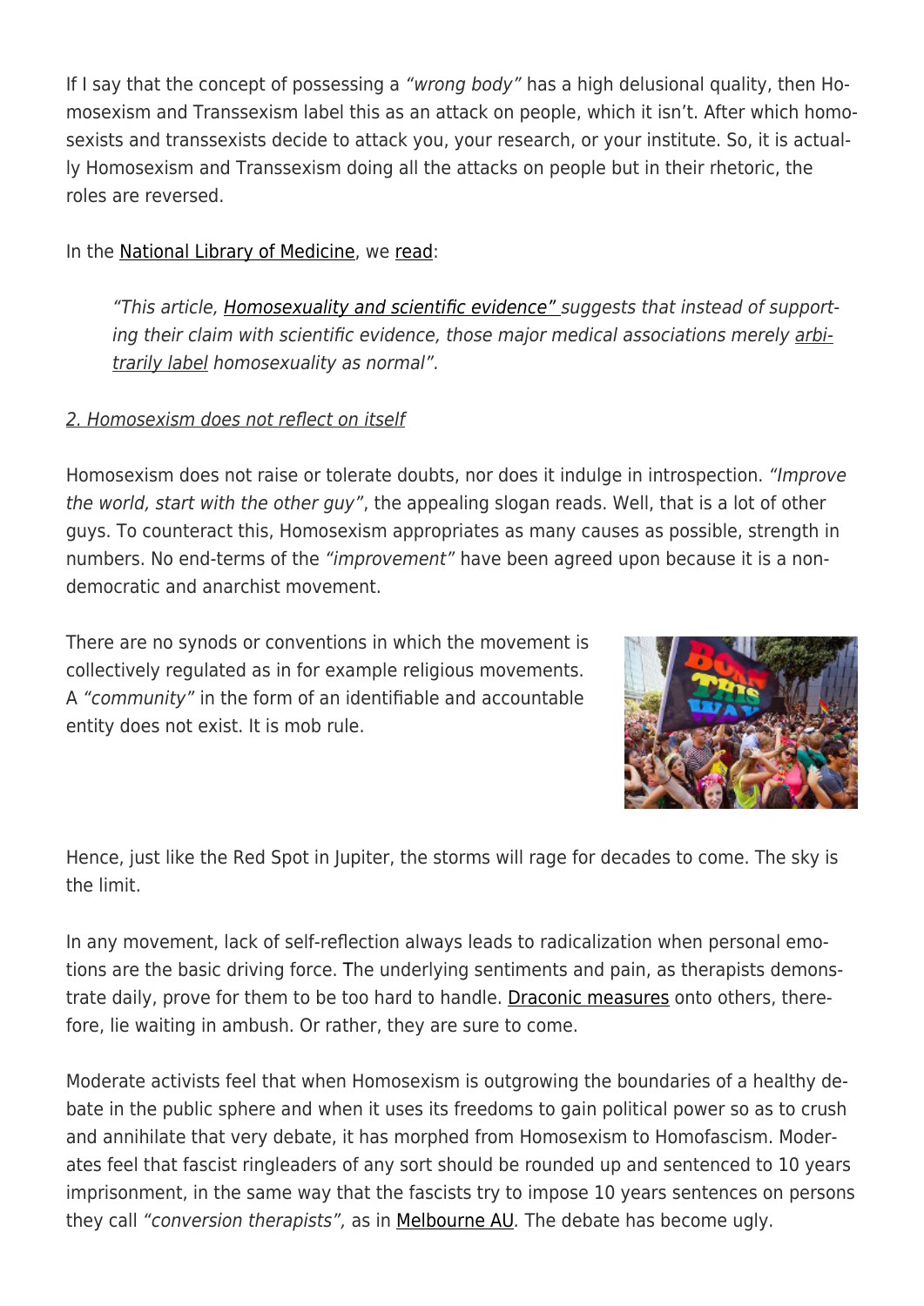If I say that the concept of possessing a *"wrong body"* has a high delusional quality, then Homosexism and Transsexism label this as an attack on people, which it isn't. After which homosexists and transsexists decide to attack you, your research, or your institute. So, it is actually Homosexism and Transsexism doing all the attacks on people but in their rhetoric, the roles are reversed.

In the National Library of Medicine, we read:

> *"This article, Homosexuality and scientific evidence" suggests that instead of supporting their claim with scientific evidence, those major medical associations merely arbitrarily label homosexuality as normal".*

2. Homosexism does not reflect on itself

Homosexism does not raise or tolerate doubts, nor does it indulge in introspection. *"Improve the world, start with the other guy"*, the appealing slogan reads. Well, that is a lot of other guys. To counteract this, Homosexism appropriates as many causes as possible, strength in numbers. No end-terms of the *"improvement"* have been agreed upon because it is a non-democratic and anarchist movement.

There are no synods or conventions in which the movement is collectively regulated as in for example religious movements. A *"community"* in the form of an identifiable and accountable entity does not exist. It is mob rule.

Hence, just like the Red Spot in Jupiter, the storms will rage for decades to come. The sky is the limit.

In any movement, lack of self-reflection always leads to radicalization when personal emotions are the basic driving force. The underlying sentiments and pain, as therapists demonstrate daily, prove for them to be too hard to handle. Draconic measures onto others, therefore, lie waiting in ambush. Or rather, they are sure to come.

Moderate activists feel that when Homosexism is outgrowing the boundaries of a healthy debate in the public sphere and when it uses its freedoms to gain political power so as to crush and annihilate that very debate, it has morphed from Homosexism to Homofascism. Moderates feel that fascist ringleaders of any sort should be rounded up and sentenced to 10 years imprisonment, in the same way that the fascists try to impose 10 years sentences on persons they call *"conversion therapists",* as in Melbourne AU*.* The debate has become ugly.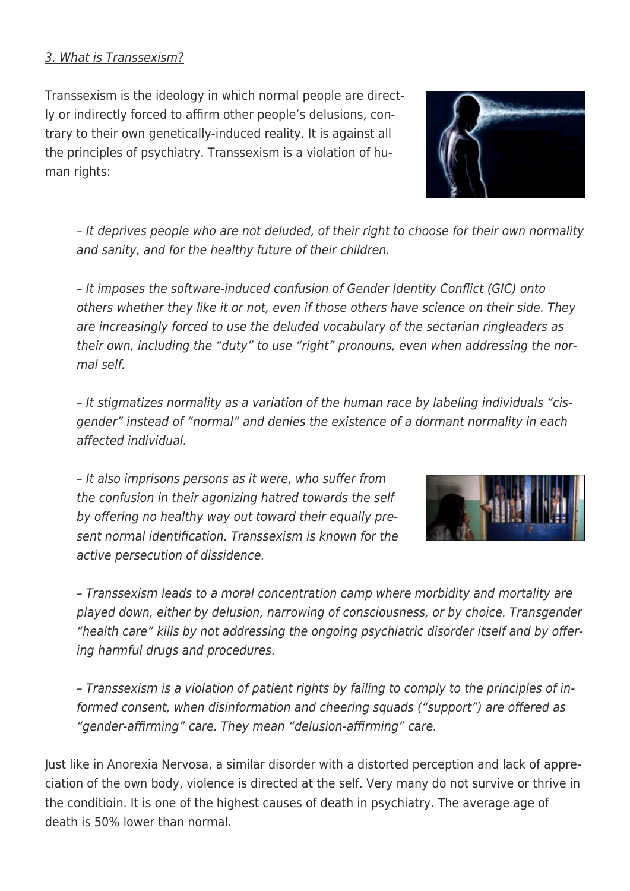### *3. What is Transsexism?*

Transsexism is the ideology in which normal people are directly or indirectly forced to affirm other people's delusions, contrary to their own genetically-induced reality. It is against all the principles of psychiatry. Transsexism is a violation of human rights:

> *– It deprives people who are not deluded, of their right to choose for their own normality and sanity, and for the healthy future of their children.*
>
> *– It imposes the software-induced confusion of Gender Identity Conflict (GIC) onto others whether they like it or not, even if those others have science on their side. They are increasingly forced to use the deluded vocabulary of the sectarian ringleaders as their own, including the "duty" to use "right" pronouns, even when addressing the normal self.*
>
> *– It stigmatizes normality as a variation of the human race by labeling individuals "cisgender" instead of "normal" and denies the existence of a dormant normality in each affected individual.*
>
> *– It also imprisons persons as it were, who suffer from the confusion in their agonizing hatred towards the self by offering no healthy way out toward their equally present normal identification. Transsexism is known for the active persecution of dissidence.*
>
> *– Transsexism leads to a moral concentration camp where morbidity and mortality are played down, either by delusion, narrowing of consciousness, or by choice. Transgender "health care" kills by not addressing the ongoing psychiatric disorder itself and by offering harmful drugs and procedures.*
>
> *– Transsexism is a violation of patient rights by failing to comply to the principles of informed consent, when disinformation and cheering squads ("support") are offered as "gender-affirming" care. They mean "delusion-affirming" care.*

Just like in Anorexia Nervosa, a similar disorder with a distorted perception and lack of appreciation of the own body, violence is directed at the self. Very many do not survive or thrive in the conditioin. It is one of the highest causes of death in psychiatry. The average age of death is 50% lower than normal.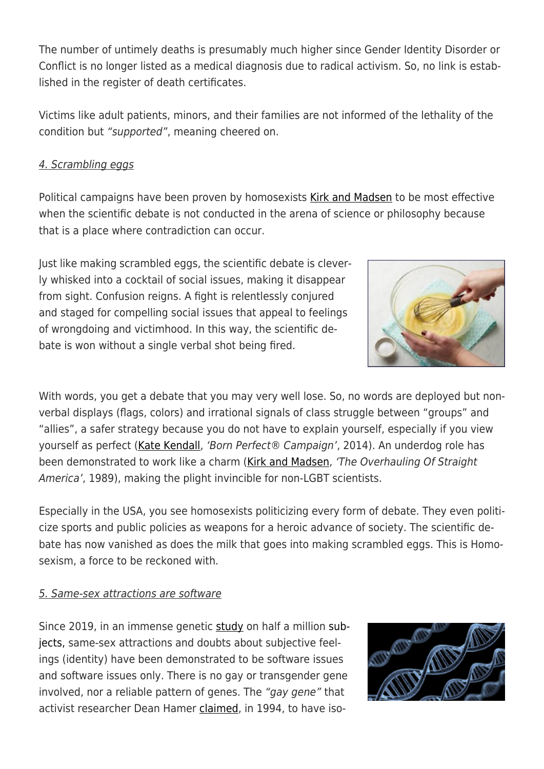The number of untimely deaths is presumably much higher since Gender Identity Disorder or Conflict is no longer listed as a medical diagnosis due to radical activism. So, no link is established in the register of death certificates.

Victims like adult patients, minors, and their families are not informed of the lethality of the condition but *"supported"*, meaning cheered on.

### *4. Scrambling eggs*

Political campaigns have been proven by homosexists Kirk and Madsen to be most effective when the scientific debate is not conducted in the arena of science or philosophy because that is a place where contradiction can occur.

Just like making scrambled eggs, the scientific debate is cleverly whisked into a cocktail of social issues, making it disappear from sight. Confusion reigns. A fight is relentlessly conjured and staged for compelling social issues that appeal to feelings of wrongdoing and victimhood. In this way, the scientific debate is won without a single verbal shot being fired.

With words, you get a debate that you may very well lose. So, no words are deployed but non-verbal displays (flags, colors) and irrational signals of class struggle between "groups" and "allies", a safer strategy because you do not have to explain yourself, especially if you view yourself as perfect (Kate Kendall, *'Born Perfect® Campaign'*, 2014). An underdog role has been demonstrated to work like a charm (Kirk and Madsen, *'The Overhauling Of Straight America'*, 1989), making the plight invincible for non-LGBT scientists.

Especially in the USA, you see homosexists politicizing every form of debate. They even politicize sports and public policies as weapons for a heroic advance of society. The scientific debate has now vanished as does the milk that goes into making scrambled eggs. This is Homosexism, a force to be reckoned with.

### *5. Same-sex attractions are software*

Since 2019, in an immense genetic study on half a million subjects, same-sex attractions and doubts about subjective feelings (identity) have been demonstrated to be software issues and software issues only. There is no gay or transgender gene involved, nor a reliable pattern of genes. The *"gay gene"* that activist researcher Dean Hamer claimed, in 1994, to have iso-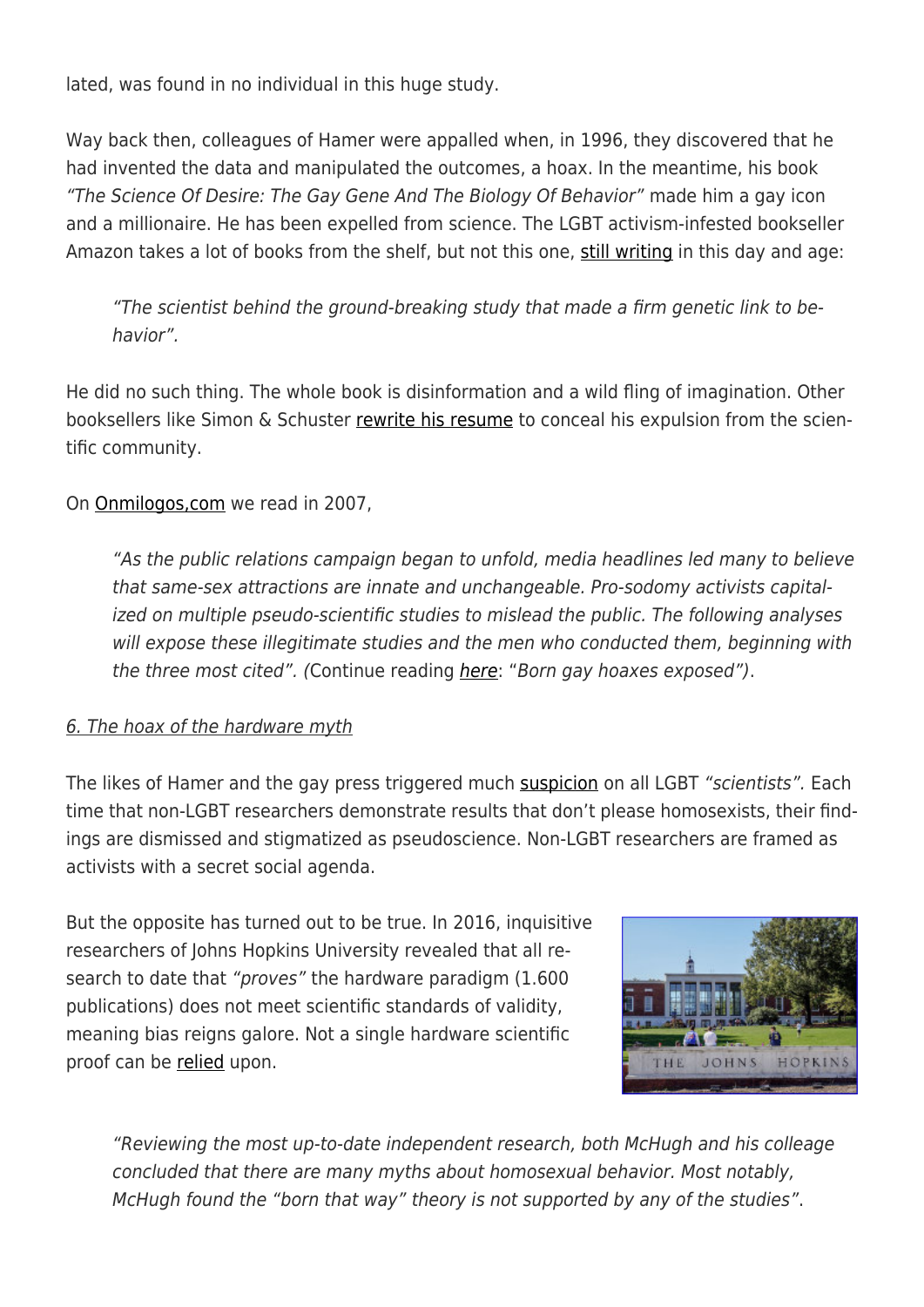lated, was found in no individual in this huge study.

Way back then, colleagues of Hamer were appalled when, in 1996, they discovered that he had invented the data and manipulated the outcomes, a hoax. In the meantime, his book *"The Science Of Desire: The Gay Gene And The Biology Of Behavior"* made him a gay icon and a millionaire. He has been expelled from science. The LGBT activism-infested bookseller Amazon takes a lot of books from the shelf, but not this one, still writing in this day and age:

> *"The scientist behind the ground-breaking study that made a firm genetic link to behavior".*

He did no such thing. The whole book is disinformation and a wild fling of imagination. Other booksellers like Simon & Schuster rewrite his resume to conceal his expulsion from the scientific community.

On Onmilogos,com we read in 2007,

> *"As the public relations campaign began to unfold, media headlines led many to believe that same-sex attractions are innate and unchangeable. Pro-sodomy activists capitalized on multiple pseudo-scientific studies to mislead the public. The following analyses will expose these illegitimate studies and the men who conducted them, beginning with the three most cited". (*Continue reading *here*: "*Born gay hoaxes exposed")*.

*6. The hoax of the hardware myth*

The likes of Hamer and the gay press triggered much suspicion on all LGBT *"scientists".* Each time that non-LGBT researchers demonstrate results that don't please homosexists, their findings are dismissed and stigmatized as pseudoscience. Non-LGBT researchers are framed as activists with a secret social agenda.

But the opposite has turned out to be true. In 2016, inquisitive researchers of Johns Hopkins University revealed that all research to date that *"proves"* the hardware paradigm (1.600 publications) does not meet scientific standards of validity, meaning bias reigns galore. Not a single hardware scientific proof can be relied upon.

> *"Reviewing the most up-to-date independent research, both McHugh and his colleage concluded that there are many myths about homosexual behavior. Most notably, McHugh found the "born that way" theory is not supported by any of the studies".*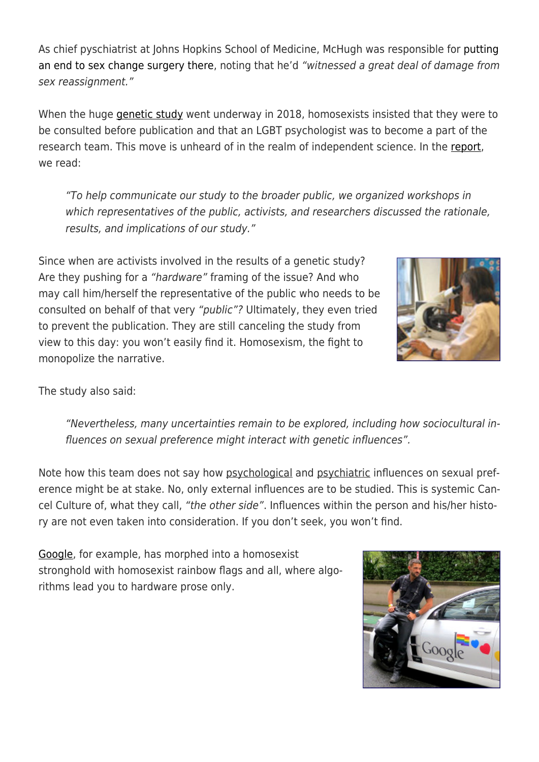As chief pyschiatrist at Johns Hopkins School of Medicine, McHugh was responsible for putting an end to sex change surgery there, noting that he'd *"witnessed a great deal of damage from sex reassignment."*

When the huge genetic study went underway in 2018, homosexists insisted that they were to be consulted before publication and that an LGBT psychologist was to become a part of the research team. This move is unheard of in the realm of independent science. In the report, we read:

> *"To help communicate our study to the broader public, we organized workshops in which representatives of the public, activists, and researchers discussed the rationale, results, and implications of our study."*

Since when are activists involved in the results of a genetic study? Are they pushing for a *"hardware"* framing of the issue? And who may call him/herself the representative of the public who needs to be consulted on behalf of that very *"public"*? Ultimately, they even tried to prevent the publication. They are still canceling the study from view to this day: you won't easily find it. Homosexism, the fight to monopolize the narrative.

The study also said:

> *"Nevertheless, many uncertainties remain to be explored, including how sociocultural influences on sexual preference might interact with genetic influences".*

Note how this team does not say how psychological and psychiatric influences on sexual preference might be at stake. No, only external influences are to be studied. This is systemic Cancel Culture of, what they call, *"the other side"*. Influences within the person and his/her history are not even taken into consideration. If you don't seek, you won't find.

Google, for example, has morphed into a homosexist stronghold with homosexist rainbow flags and all, where algorithms lead you to hardware prose only.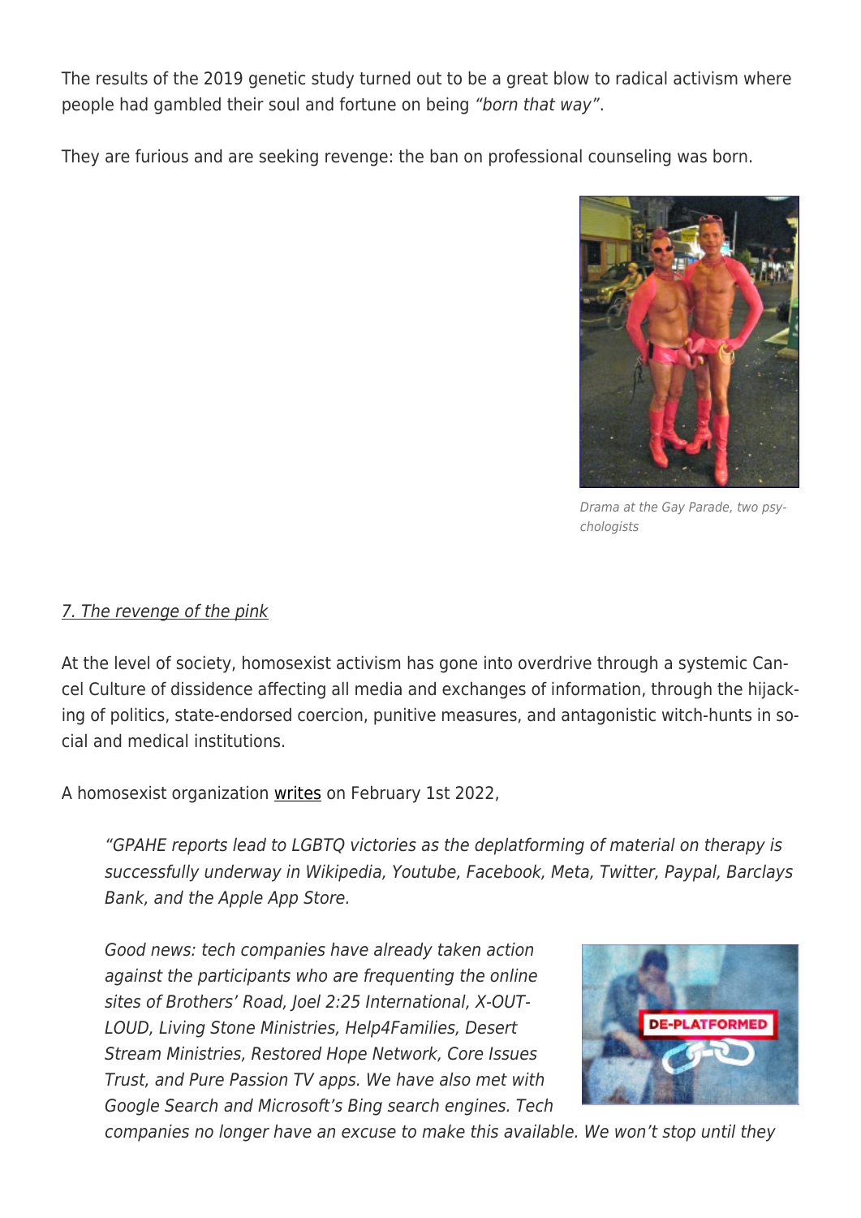The results of the 2019 genetic study turned out to be a great blow to radical activism where people had gambled their soul and fortune on being *"born that way"*.

They are furious and are seeking revenge: the ban on professional counseling was born.

*Drama at the Gay Parade, two psychologists*

7. The revenge of the pink

At the level of society, homosexist activism has gone into overdrive through a systemic Cancel Culture of dissidence affecting all media and exchanges of information, through the hijacking of politics, state-endorsed coercion, punitive measures, and antagonistic witch-hunts in social and medical institutions.

A homosexist organization writes on February 1st 2022,

> *"GPAHE reports lead to LGBTQ victories as the deplatforming of material on therapy is successfully underway in Wikipedia, Youtube, Facebook, Meta, Twitter, Paypal, Barclays Bank, and the Apple App Store.*
>
> *Good news: tech companies have already taken action against the participants who are frequenting the online sites of Brothers' Road, Joel 2:25 International, X-OUT-LOUD, Living Stone Ministries, Help4Families, Desert Stream Ministries, Restored Hope Network, Core Issues Trust, and Pure Passion TV apps. We have also met with Google Search and Microsoft's Bing search engines. Tech companies no longer have an excuse to make this available. We won't stop until they*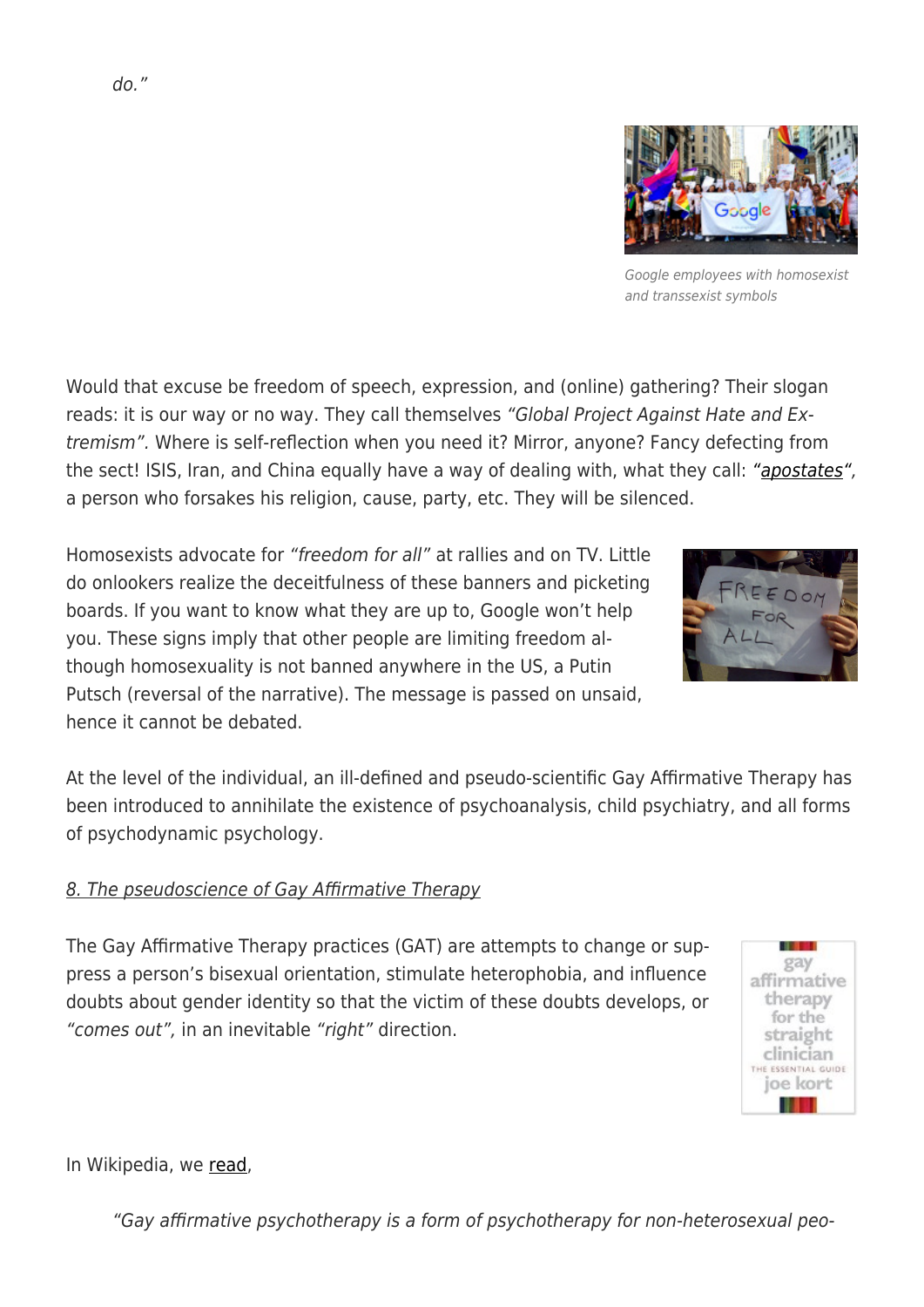*do."*

*Google employees with homosexist and transsexist symbols*

Would that excuse be freedom of speech, expression, and (online) gathering? Their slogan reads: it is our way or no way. They call themselves *"Global Project Against Hate and Extremism".* Where is self-reflection when you need it? Mirror, anyone? Fancy defecting from the sect! ISIS, Iran, and China equally have a way of dealing with, what they call: *"apostates"*, a person who forsakes his religion, cause, party, etc. They will be silenced.

Homosexists advocate for *"freedom for all"* at rallies and on TV. Little do onlookers realize the deceitfulness of these banners and picketing boards. If you want to know what they are up to, Google won't help you. These signs imply that other people are limiting freedom although homosexuality is not banned anywhere in the US, a Putin Putsch (reversal of the narrative). The message is passed on unsaid, hence it cannot be debated.

At the level of the individual, an ill-defined and pseudo-scientific Gay Affirmative Therapy has been introduced to annihilate the existence of psychoanalysis, child psychiatry, and all forms of psychodynamic psychology.

*8. The pseudoscience of Gay Affirmative Therapy*

The Gay Affirmative Therapy practices (GAT) are attempts to change or suppress a person's bisexual orientation, stimulate heterophobia, and influence doubts about gender identity so that the victim of these doubts develops, or *"comes out",* in an inevitable *"right"* direction.

In Wikipedia, we read,

> *"Gay affirmative psychotherapy is a form of psychotherapy for non-heterosexual peo-*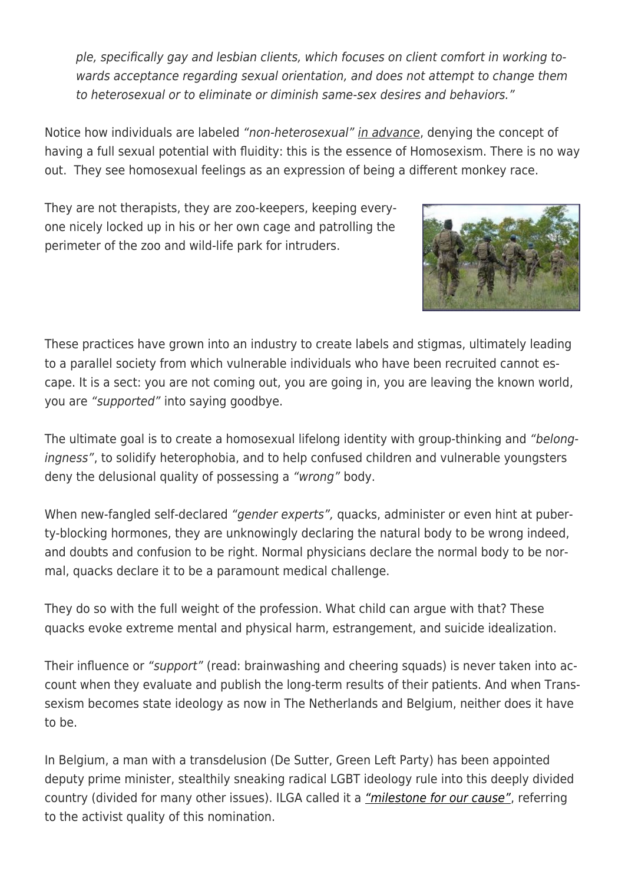*ple, specifically gay and lesbian clients, which focuses on client comfort in working towards acceptance regarding sexual orientation, and does not attempt to change them to heterosexual or to eliminate or diminish same-sex desires and behaviors."*

Notice how individuals are labeled *"non-heterosexual"* in advance, denying the concept of having a full sexual potential with fluidity: this is the essence of Homosexism. There is no way out. They see homosexual feelings as an expression of being a different monkey race.

They are not therapists, they are zoo-keepers, keeping everyone nicely locked up in his or her own cage and patrolling the perimeter of the zoo and wild-life park for intruders.

These practices have grown into an industry to create labels and stigmas, ultimately leading to a parallel society from which vulnerable individuals who have been recruited cannot escape. It is a sect: you are not coming out, you are going in, you are leaving the known world, you are *"supported"* into saying goodbye.

The ultimate goal is to create a homosexual lifelong identity with group-thinking and *"belongingness"*, to solidify heterophobia, and to help confused children and vulnerable youngsters deny the delusional quality of possessing a *"wrong"* body.

When new-fangled self-declared *"gender experts",* quacks, administer or even hint at puberty-blocking hormones, they are unknowingly declaring the natural body to be wrong indeed, and doubts and confusion to be right. Normal physicians declare the normal body to be normal, quacks declare it to be a paramount medical challenge.

They do so with the full weight of the profession. What child can argue with that? These quacks evoke extreme mental and physical harm, estrangement, and suicide idealization.

Their influence or *"support"* (read: brainwashing and cheering squads) is never taken into account when they evaluate and publish the long-term results of their patients. And when Transsexism becomes state ideology as now in The Netherlands and Belgium, neither does it have to be.

In Belgium, a man with a transdelusion (De Sutter, Green Left Party) has been appointed deputy prime minister, stealthily sneaking radical LGBT ideology rule into this deeply divided country (divided for many other issues). ILGA called it a *"milestone for our cause"*, referring to the activist quality of this nomination.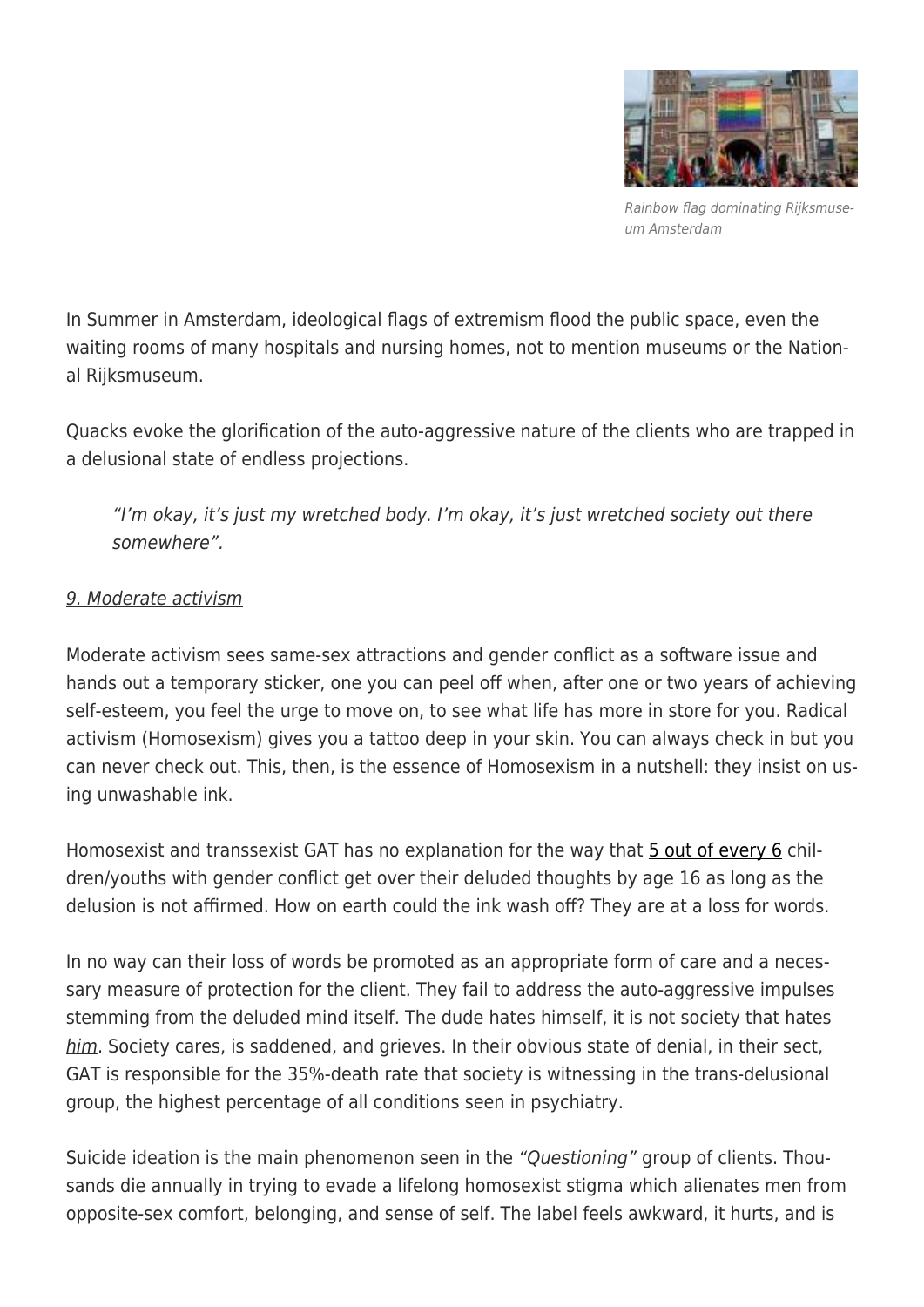Rainbow flag dominating Rijksmuseum Amsterdam

In Summer in Amsterdam, ideological flags of extremism flood the public space, even the waiting rooms of many hospitals and nursing homes, not to mention museums or the National Rijksmuseum.

Quacks evoke the glorification of the auto-aggressive nature of the clients who are trapped in a delusional state of endless projections.

> *"I'm okay, it's just my wretched body. I'm okay, it's just wretched society out there somewhere".*

*9. Moderate activism*

Moderate activism sees same-sex attractions and gender conflict as a software issue and hands out a temporary sticker, one you can peel off when, after one or two years of achieving self-esteem, you feel the urge to move on, to see what life has more in store for you. Radical activism (Homosexism) gives you a tattoo deep in your skin. You can always check in but you can never check out. This, then, is the essence of Homosexism in a nutshell: they insist on using unwashable ink.

Homosexist and transsexist GAT has no explanation for the way that 5 out of every 6 children/youths with gender conflict get over their deluded thoughts by age 16 as long as the delusion is not affirmed. How on earth could the ink wash off? They are at a loss for words.

In no way can their loss of words be promoted as an appropriate form of care and a necessary measure of protection for the client. They fail to address the auto-aggressive impulses stemming from the deluded mind itself. The dude hates himself, it is not society that hates *him*. Society cares, is saddened, and grieves. In their obvious state of denial, in their sect, GAT is responsible for the 35%-death rate that society is witnessing in the trans-delusional group, the highest percentage of all conditions seen in psychiatry.

Suicide ideation is the main phenomenon seen in the *"Questioning"* group of clients. Thousands die annually in trying to evade a lifelong homosexist stigma which alienates men from opposite-sex comfort, belonging, and sense of self. The label feels awkward, it hurts, and is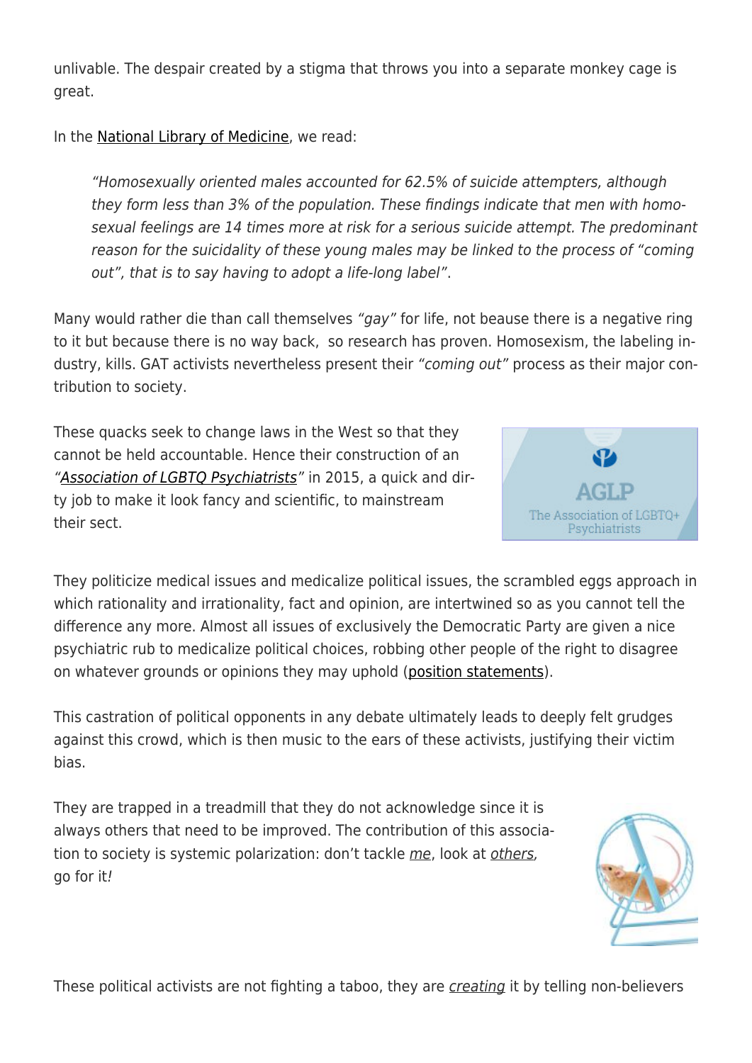unlivable. The despair created by a stigma that throws you into a separate monkey cage is great.

In the National Library of Medicine, we read:

> *"Homosexually oriented males accounted for 62.5% of suicide attempters, although they form less than 3% of the population. These findings indicate that men with homosexual feelings are 14 times more at risk for a serious suicide attempt. The predominant reason for the suicidality of these young males may be linked to the process of "coming out", that is to say having to adopt a life-long label".*

Many would rather die than call themselves *"gay"* for life, not beause there is a negative ring to it but because there is no way back, so research has proven. Homosexism, the labeling industry, kills. GAT activists nevertheless present their *"coming out"* process as their major contribution to society.

These quacks seek to change laws in the West so that they cannot be held accountable. Hence their construction of an *"Association of LGBTQ Psychiatrists"* in 2015, a quick and dirty job to make it look fancy and scientific, to mainstream their sect.

They politicize medical issues and medicalize political issues, the scrambled eggs approach in which rationality and irrationality, fact and opinion, are intertwined so as you cannot tell the difference any more. Almost all issues of exclusively the Democratic Party are given a nice psychiatric rub to medicalize political choices, robbing other people of the right to disagree on whatever grounds or opinions they may uphold (position statements).

This castration of political opponents in any debate ultimately leads to deeply felt grudges against this crowd, which is then music to the ears of these activists, justifying their victim bias.

They are trapped in a treadmill that they do not acknowledge since it is always others that need to be improved. The contribution of this association to society is systemic polarization: don't tackle *me*, look at *others*, go for it*!*

These political activists are not fighting a taboo, they are *creating* it by telling non-believers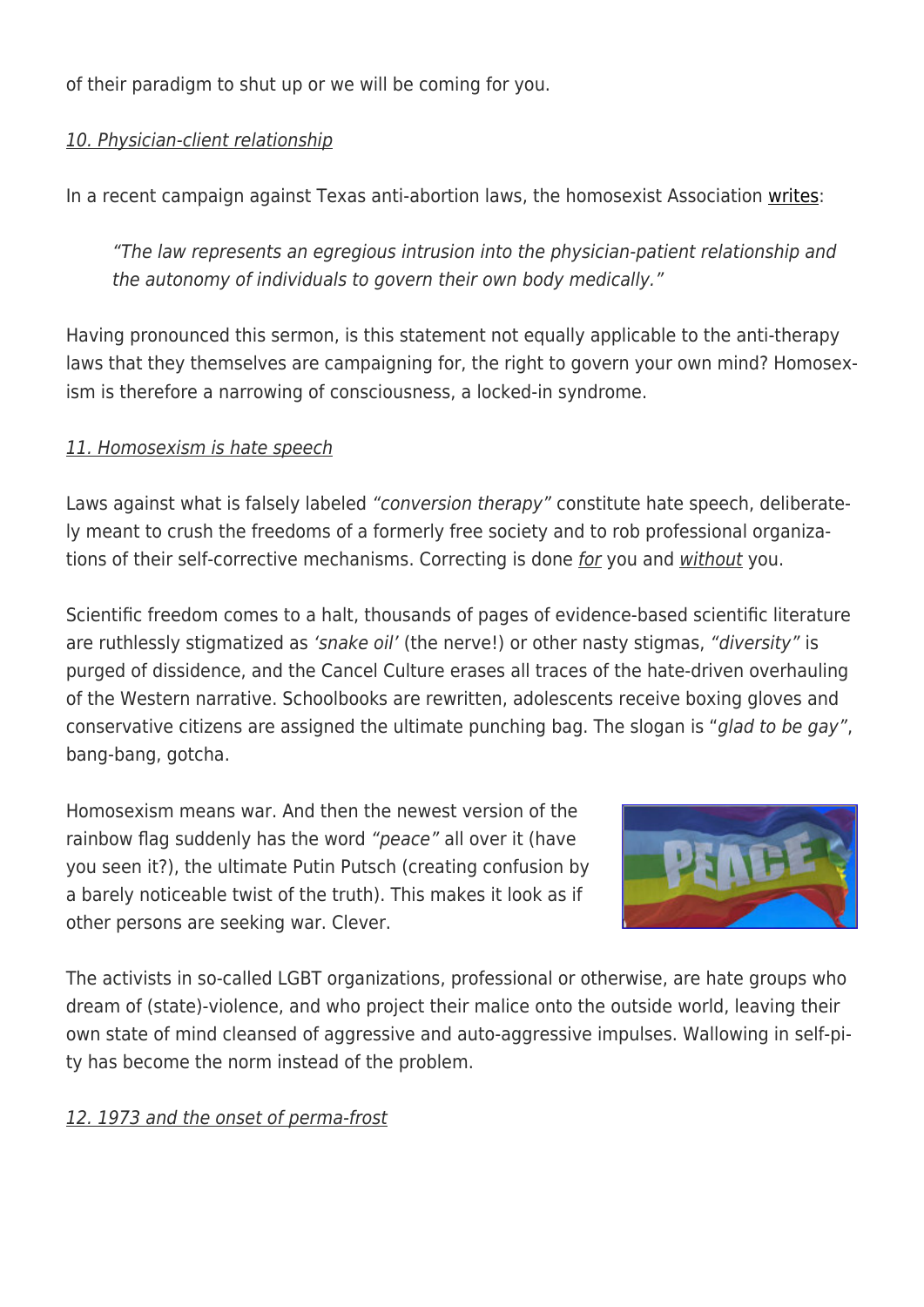of their paradigm to shut up or we will be coming for you.

*10. Physician-client relationship*

In a recent campaign against Texas anti-abortion laws, the homosexist Association writes:

> *"The law represents an egregious intrusion into the physician-patient relationship and the autonomy of individuals to govern their own body medically."*

Having pronounced this sermon, is this statement not equally applicable to the anti-therapy laws that they themselves are campaigning for, the right to govern your own mind? Homosexism is therefore a narrowing of consciousness, a locked-in syndrome.

*11. Homosexism is hate speech*

Laws against what is falsely labeled *"conversion therapy"* constitute hate speech, deliberately meant to crush the freedoms of a formerly free society and to rob professional organizations of their self-corrective mechanisms. Correcting is done *for* you and *without* you.

Scientific freedom comes to a halt, thousands of pages of evidence-based scientific literature are ruthlessly stigmatized as *'snake oil'* (the nerve!) or other nasty stigmas, *"diversity"* is purged of dissidence, and the Cancel Culture erases all traces of the hate-driven overhauling of the Western narrative. Schoolbooks are rewritten, adolescents receive boxing gloves and conservative citizens are assigned the ultimate punching bag. The slogan is "*glad to be gay"*, bang-bang, gotcha.

Homosexism means war. And then the newest version of the rainbow flag suddenly has the word *"peace"* all over it (have you seen it?), the ultimate Putin Putsch (creating confusion by a barely noticeable twist of the truth). This makes it look as if other persons are seeking war. Clever.

The activists in so-called LGBT organizations, professional or otherwise, are hate groups who dream of (state)-violence, and who project their malice onto the outside world, leaving their own state of mind cleansed of aggressive and auto-aggressive impulses. Wallowing in self-pity has become the norm instead of the problem.

*12. 1973 and the onset of perma-frost*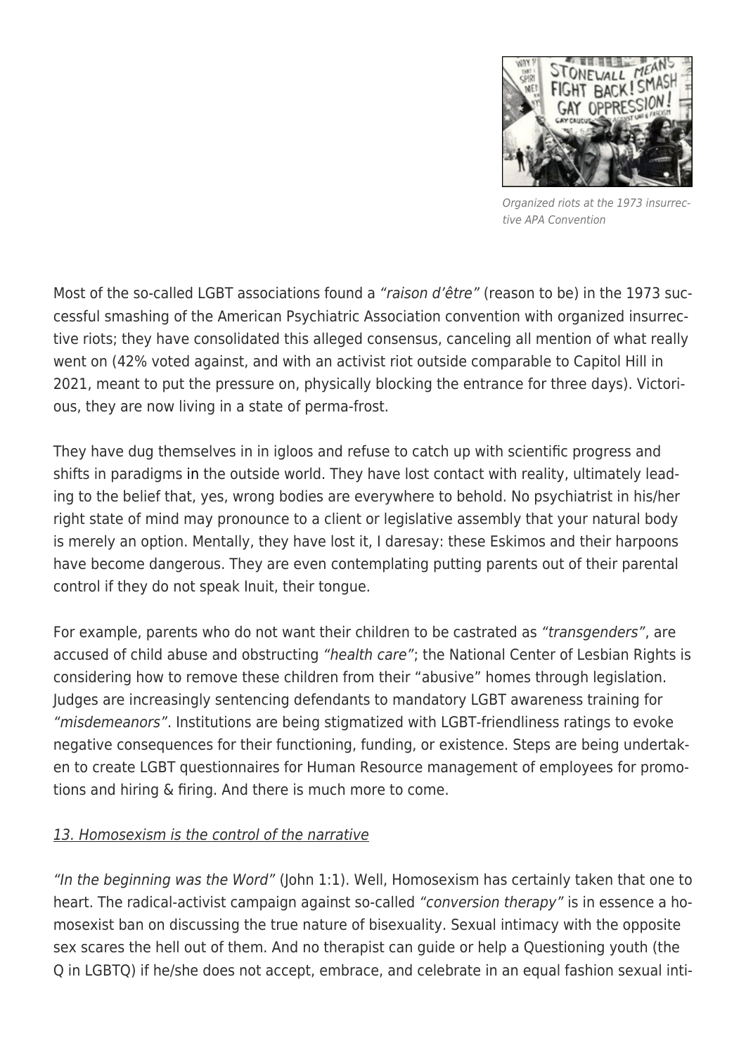Organized riots at the 1973 insurrective APA Convention

Most of the so-called LGBT associations found a *"raison d'être"* (reason to be) in the 1973 successful smashing of the American Psychiatric Association convention with organized insurrective riots; they have consolidated this alleged consensus, canceling all mention of what really went on (42% voted against, and with an activist riot outside comparable to Capitol Hill in 2021, meant to put the pressure on, physically blocking the entrance for three days). Victorious, they are now living in a state of perma-frost.

They have dug themselves in in igloos and refuse to catch up with scientific progress and shifts in paradigms in the outside world. They have lost contact with reality, ultimately leading to the belief that, yes, wrong bodies are everywhere to behold. No psychiatrist in his/her right state of mind may pronounce to a client or legislative assembly that your natural body is merely an option. Mentally, they have lost it, I daresay: these Eskimos and their harpoons have become dangerous. They are even contemplating putting parents out of their parental control if they do not speak Inuit, their tongue.

For example, parents who do not want their children to be castrated as *"transgenders"*, are accused of child abuse and obstructing *"health care"*; the National Center of Lesbian Rights is considering how to remove these children from their "abusive" homes through legislation. Judges are increasingly sentencing defendants to mandatory LGBT awareness training for *"misdemeanors"*. Institutions are being stigmatized with LGBT-friendliness ratings to evoke negative consequences for their functioning, funding, or existence. Steps are being undertaken to create LGBT questionnaires for Human Resource management of employees for promotions and hiring & firing. And there is much more to come.

## 13. Homosexism is the control of the narrative

*"In the beginning was the Word"* (John 1:1). Well, Homosexism has certainly taken that one to heart. The radical-activist campaign against so-called *"conversion therapy"* is in essence a homosexist ban on discussing the true nature of bisexuality. Sexual intimacy with the opposite sex scares the hell out of them. And no therapist can guide or help a Questioning youth (the Q in LGBTQ) if he/she does not accept, embrace, and celebrate in an equal fashion sexual inti-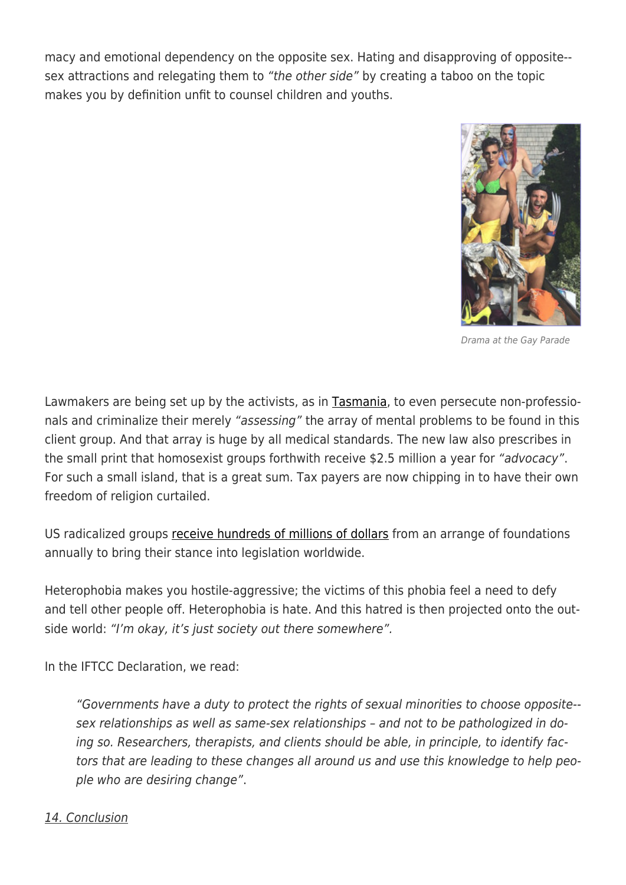macy and emotional dependency on the opposite sex. Hating and disapproving of opposite-sex attractions and relegating them to *"the other side"* by creating a taboo on the topic makes you by definition unfit to counsel children and youths.

*Drama at the Gay Parade*

Lawmakers are being set up by the activists, as in Tasmania, to even persecute non-professionals and criminalize their merely *"assessing"* the array of mental problems to be found in this client group. And that array is huge by all medical standards. The new law also prescribes in the small print that homosexist groups forthwith receive $2.5 million a year for *"advocacy"*. For such a small island, that is a great sum. Tax payers are now chipping in to have their own freedom of religion curtailed.

US radicalized groups receive hundreds of millions of dollars from an arrange of foundations annually to bring their stance into legislation worldwide.

Heterophobia makes you hostile-aggressive; the victims of this phobia feel a need to defy and tell other people off. Heterophobia is hate. And this hatred is then projected onto the outside world: *"I'm okay, it's just society out there somewhere".*

In the IFTCC Declaration, we read:

> *"Governments have a duty to protect the rights of sexual minorities to choose opposite-sex relationships as well as same-sex relationships – and not to be pathologized in doing so. Researchers, therapists, and clients should be able, in principle, to identify factors that are leading to these changes all around us and use this knowledge to help people who are desiring change"*.

*14. Conclusion*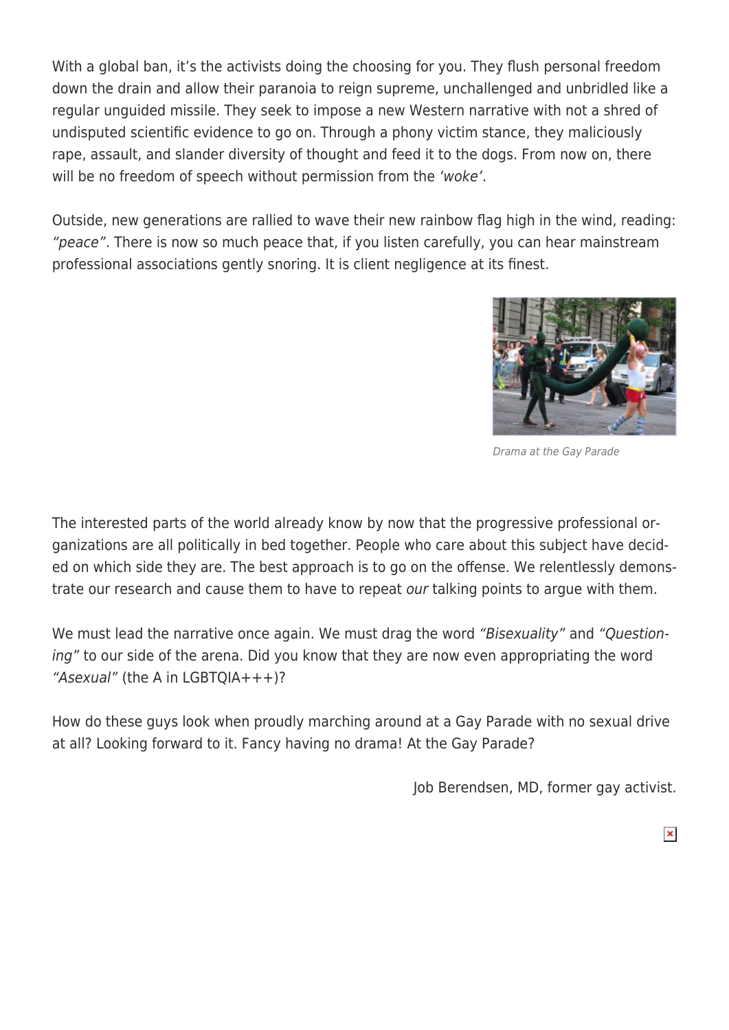With a global ban, it's the activists doing the choosing for you. They flush personal freedom down the drain and allow their paranoia to reign supreme, unchallenged and unbridled like a regular unguided missile. They seek to impose a new Western narrative with not a shred of undisputed scientific evidence to go on. Through a phony victim stance, they maliciously rape, assault, and slander diversity of thought and feed it to the dogs. From now on, there will be no freedom of speech without permission from the *'woke'*.

Outside, new generations are rallied to wave their new rainbow flag high in the wind, reading: *"peace"*. There is now so much peace that, if you listen carefully, you can hear mainstream professional associations gently snoring. It is client negligence at its finest.

*Drama at the Gay Parade*

The interested parts of the world already know by now that the progressive professional organizations are all politically in bed together. People who care about this subject have decided on which side they are. The best approach is to go on the offense. We relentlessly demonstrate our research and cause them to have to repeat *our* talking points to argue with them.

We must lead the narrative once again. We must drag the word *"Bisexuality"* and *"Questioning"* to our side of the arena. Did you know that they are now even appropriating the word *"Asexual"* (the A in LGBTQIA+++)?

How do these guys look when proudly marching around at a Gay Parade with no sexual drive at all? Looking forward to it. Fancy having no drama! At the Gay Parade?

Job Berendsen, MD, former gay activist.